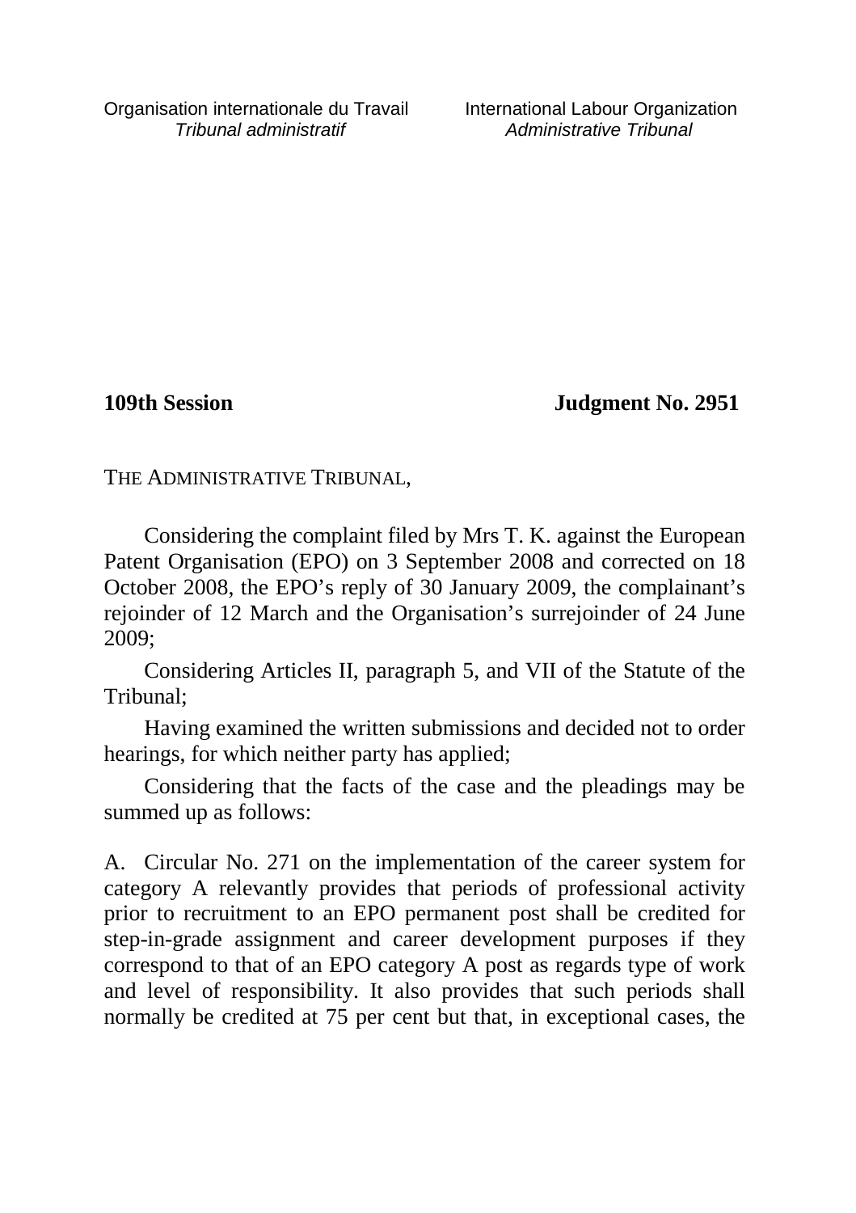Organisation internationale du Travail
*Tribunal administratif*

International Labour Organization
*Administrative Tribunal*

**109th Session** **Judgment No. 2951**

THE ADMINISTRATIVE TRIBUNAL,

Considering the complaint filed by Mrs T. K. against the European Patent Organisation (EPO) on 3 September 2008 and corrected on 18 October 2008, the EPO's reply of 30 January 2009, the complainant's rejoinder of 12 March and the Organisation's surrejoinder of 24 June 2009;

Considering Articles II, paragraph 5, and VII of the Statute of the Tribunal;

Having examined the written submissions and decided not to order hearings, for which neither party has applied;

Considering that the facts of the case and the pleadings may be summed up as follows:

A. Circular No. 271 on the implementation of the career system for category A relevantly provides that periods of professional activity prior to recruitment to an EPO permanent post shall be credited for step-in-grade assignment and career development purposes if they correspond to that of an EPO category A post as regards type of work and level of responsibility. It also provides that such periods shall normally be credited at 75 per cent but that, in exceptional cases, the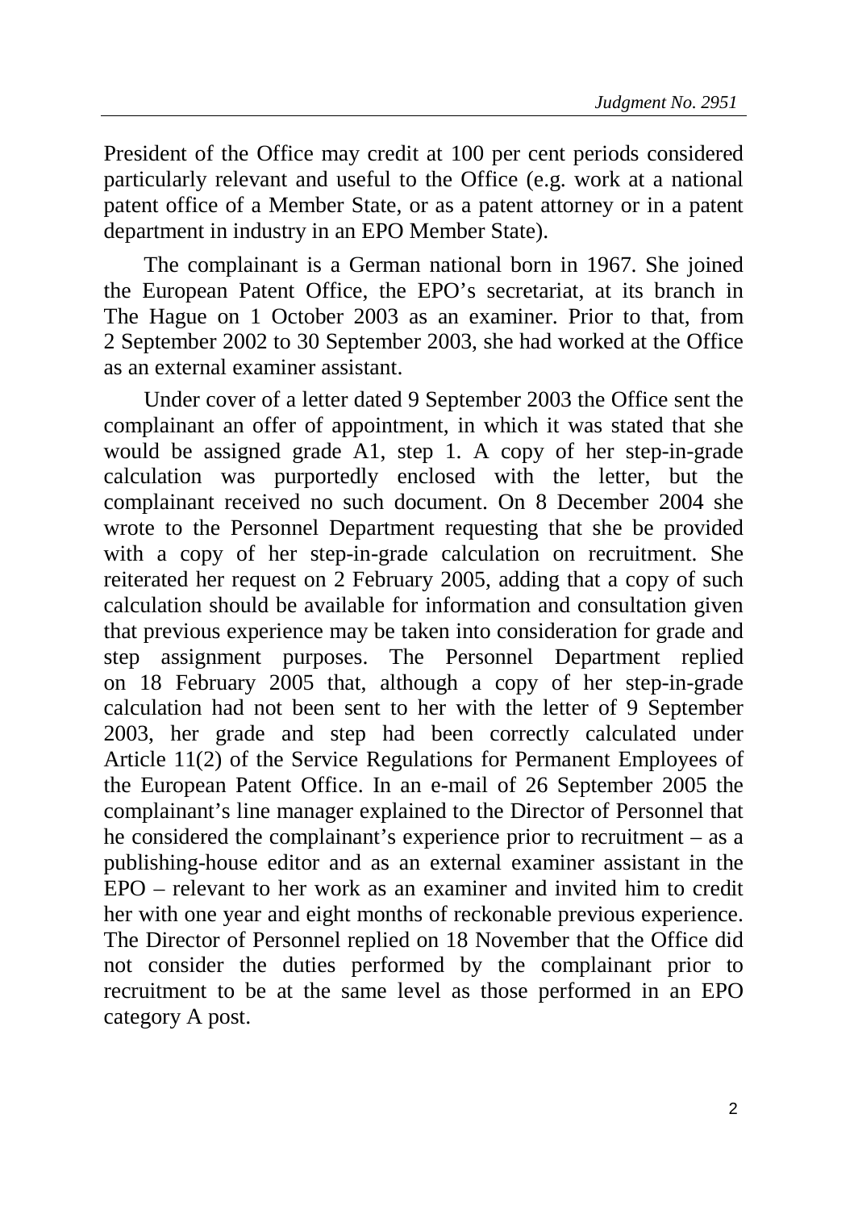President of the Office may credit at 100 per cent periods considered particularly relevant and useful to the Office (e.g. work at a national patent office of a Member State, or as a patent attorney or in a patent department in industry in an EPO Member State).

The complainant is a German national born in 1967. She joined the European Patent Office, the EPO's secretariat, at its branch in The Hague on 1 October 2003 as an examiner. Prior to that, from 2 September 2002 to 30 September 2003, she had worked at the Office as an external examiner assistant.

Under cover of a letter dated 9 September 2003 the Office sent the complainant an offer of appointment, in which it was stated that she would be assigned grade A1, step 1. A copy of her step-in-grade calculation was purportedly enclosed with the letter, but the complainant received no such document. On 8 December 2004 she wrote to the Personnel Department requesting that she be provided with a copy of her step-in-grade calculation on recruitment. She reiterated her request on 2 February 2005, adding that a copy of such calculation should be available for information and consultation given that previous experience may be taken into consideration for grade and step assignment purposes. The Personnel Department replied on 18 February 2005 that, although a copy of her step-in-grade calculation had not been sent to her with the letter of 9 September 2003, her grade and step had been correctly calculated under Article 11(2) of the Service Regulations for Permanent Employees of the European Patent Office. In an e-mail of 26 September 2005 the complainant's line manager explained to the Director of Personnel that he considered the complainant's experience prior to recruitment – as a publishing-house editor and as an external examiner assistant in the EPO – relevant to her work as an examiner and invited him to credit her with one year and eight months of reckonable previous experience. The Director of Personnel replied on 18 November that the Office did not consider the duties performed by the complainant prior to recruitment to be at the same level as those performed in an EPO category A post.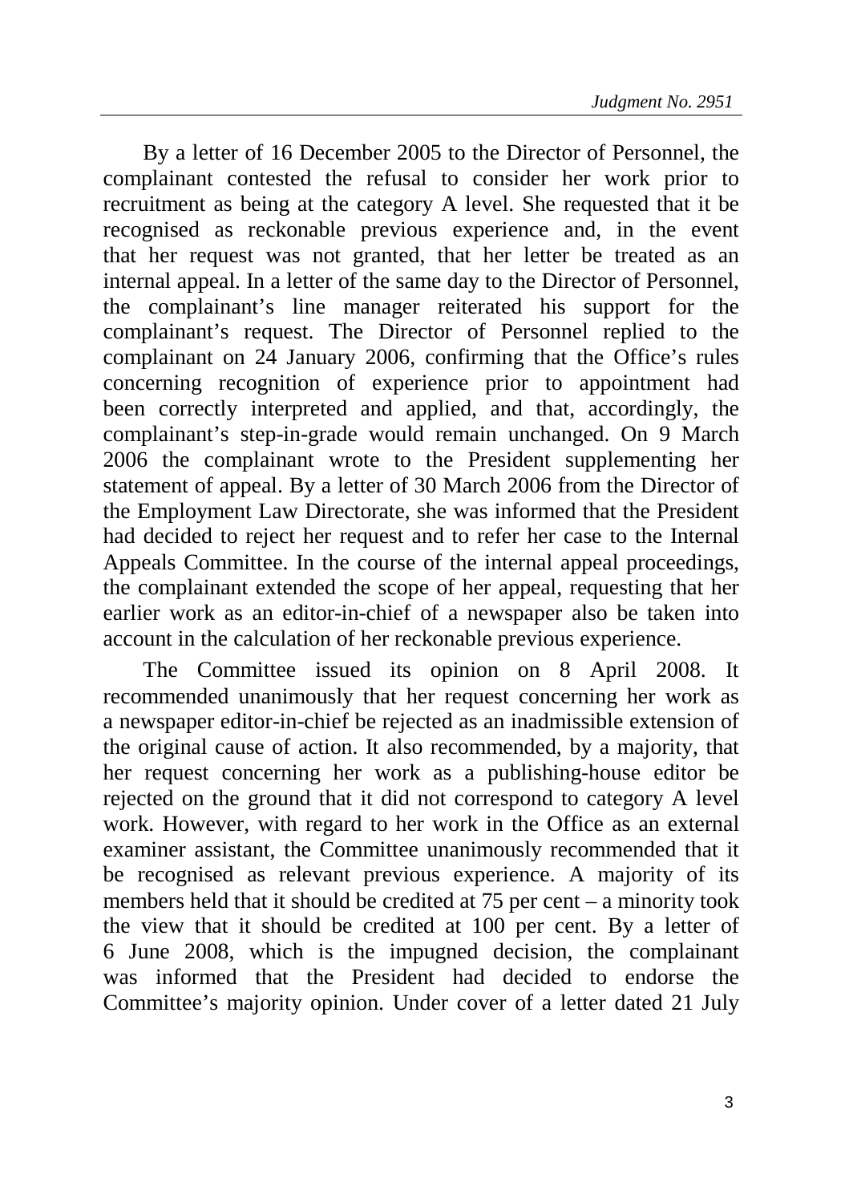By a letter of 16 December 2005 to the Director of Personnel, the complainant contested the refusal to consider her work prior to recruitment as being at the category A level. She requested that it be recognised as reckonable previous experience and, in the event that her request was not granted, that her letter be treated as an internal appeal. In a letter of the same day to the Director of Personnel, the complainant's line manager reiterated his support for the complainant's request. The Director of Personnel replied to the complainant on 24 January 2006, confirming that the Office's rules concerning recognition of experience prior to appointment had been correctly interpreted and applied, and that, accordingly, the complainant's step-in-grade would remain unchanged. On 9 March 2006 the complainant wrote to the President supplementing her statement of appeal. By a letter of 30 March 2006 from the Director of the Employment Law Directorate, she was informed that the President had decided to reject her request and to refer her case to the Internal Appeals Committee. In the course of the internal appeal proceedings, the complainant extended the scope of her appeal, requesting that her earlier work as an editor-in-chief of a newspaper also be taken into account in the calculation of her reckonable previous experience.

The Committee issued its opinion on 8 April 2008. It recommended unanimously that her request concerning her work as a newspaper editor-in-chief be rejected as an inadmissible extension of the original cause of action. It also recommended, by a majority, that her request concerning her work as a publishing-house editor be rejected on the ground that it did not correspond to category A level work. However, with regard to her work in the Office as an external examiner assistant, the Committee unanimously recommended that it be recognised as relevant previous experience. A majority of its members held that it should be credited at 75 per cent – a minority took the view that it should be credited at 100 per cent. By a letter of 6 June 2008, which is the impugned decision, the complainant was informed that the President had decided to endorse the Committee's majority opinion. Under cover of a letter dated 21 July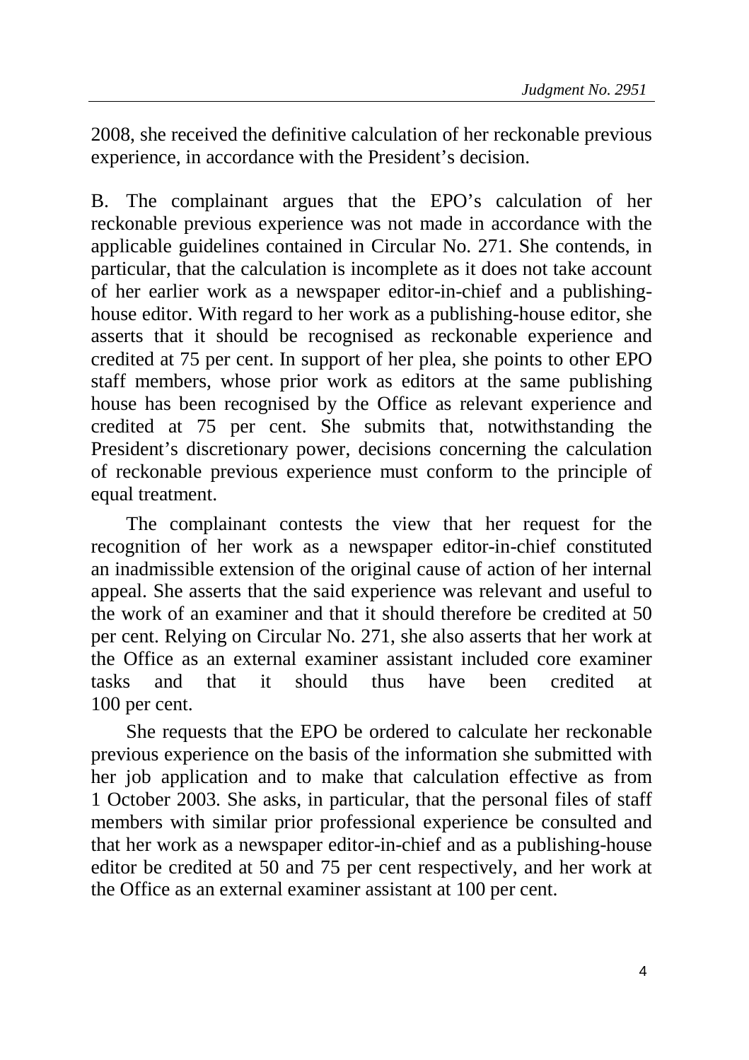2008, she received the definitive calculation of her reckonable previous experience, in accordance with the President's decision.

B. The complainant argues that the EPO's calculation of her reckonable previous experience was not made in accordance with the applicable guidelines contained in Circular No. 271. She contends, in particular, that the calculation is incomplete as it does not take account of her earlier work as a newspaper editor-in-chief and a publishing-house editor. With regard to her work as a publishing-house editor, she asserts that it should be recognised as reckonable experience and credited at 75 per cent. In support of her plea, she points to other EPO staff members, whose prior work as editors at the same publishing house has been recognised by the Office as relevant experience and credited at 75 per cent. She submits that, notwithstanding the President's discretionary power, decisions concerning the calculation of reckonable previous experience must conform to the principle of equal treatment.

The complainant contests the view that her request for the recognition of her work as a newspaper editor-in-chief constituted an inadmissible extension of the original cause of action of her internal appeal. She asserts that the said experience was relevant and useful to the work of an examiner and that it should therefore be credited at 50 per cent. Relying on Circular No. 271, she also asserts that her work at the Office as an external examiner assistant included core examiner tasks and that it should thus have been credited at 100 per cent.

She requests that the EPO be ordered to calculate her reckonable previous experience on the basis of the information she submitted with her job application and to make that calculation effective as from 1 October 2003. She asks, in particular, that the personal files of staff members with similar prior professional experience be consulted and that her work as a newspaper editor-in-chief and as a publishing-house editor be credited at 50 and 75 per cent respectively, and her work at the Office as an external examiner assistant at 100 per cent.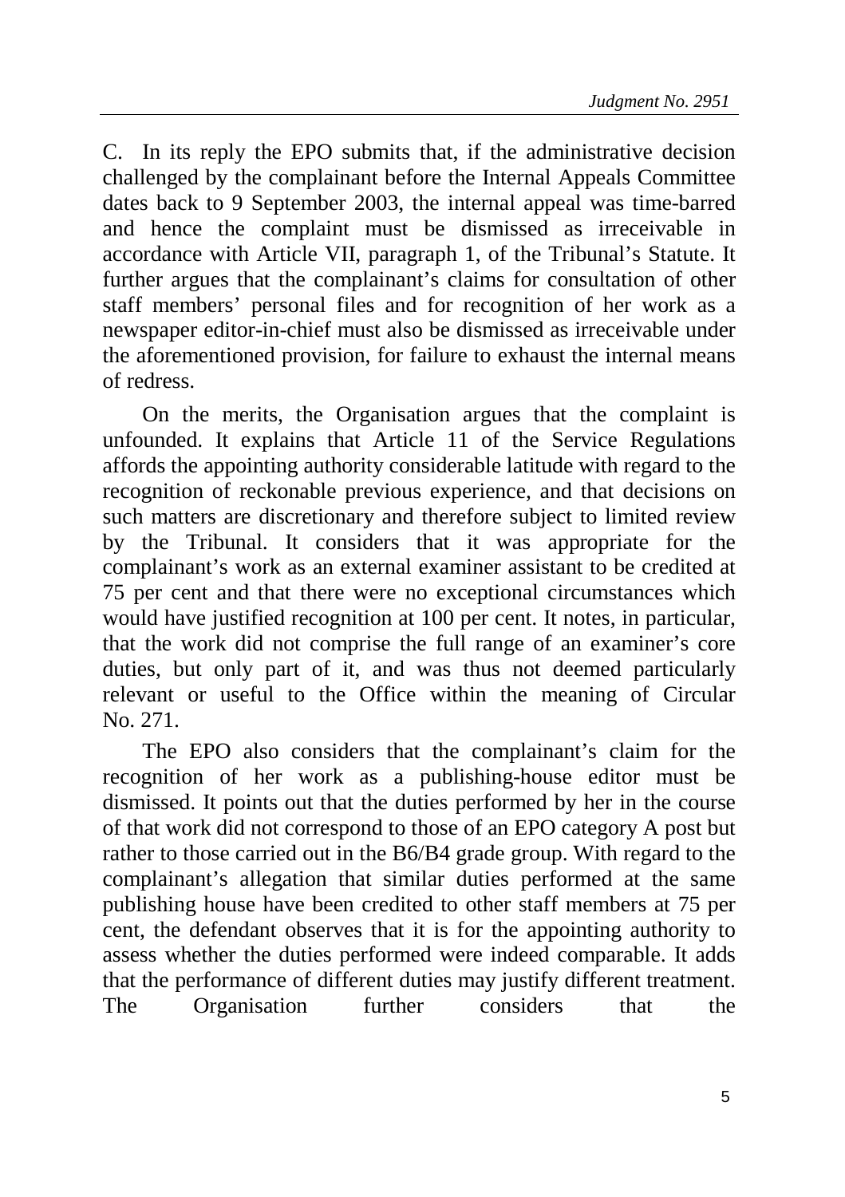C. In its reply the EPO submits that, if the administrative decision challenged by the complainant before the Internal Appeals Committee dates back to 9 September 2003, the internal appeal was time-barred and hence the complaint must be dismissed as irreceivable in accordance with Article VII, paragraph 1, of the Tribunal's Statute. It further argues that the complainant's claims for consultation of other staff members' personal files and for recognition of her work as a newspaper editor-in-chief must also be dismissed as irreceivable under the aforementioned provision, for failure to exhaust the internal means of redress.

On the merits, the Organisation argues that the complaint is unfounded. It explains that Article 11 of the Service Regulations affords the appointing authority considerable latitude with regard to the recognition of reckonable previous experience, and that decisions on such matters are discretionary and therefore subject to limited review by the Tribunal. It considers that it was appropriate for the complainant's work as an external examiner assistant to be credited at 75 per cent and that there were no exceptional circumstances which would have justified recognition at 100 per cent. It notes, in particular, that the work did not comprise the full range of an examiner's core duties, but only part of it, and was thus not deemed particularly relevant or useful to the Office within the meaning of Circular No. 271.

The EPO also considers that the complainant's claim for the recognition of her work as a publishing-house editor must be dismissed. It points out that the duties performed by her in the course of that work did not correspond to those of an EPO category A post but rather to those carried out in the B6/B4 grade group. With regard to the complainant's allegation that similar duties performed at the same publishing house have been credited to other staff members at 75 per cent, the defendant observes that it is for the appointing authority to assess whether the duties performed were indeed comparable. It adds that the performance of different duties may justify different treatment. The Organisation further considers that the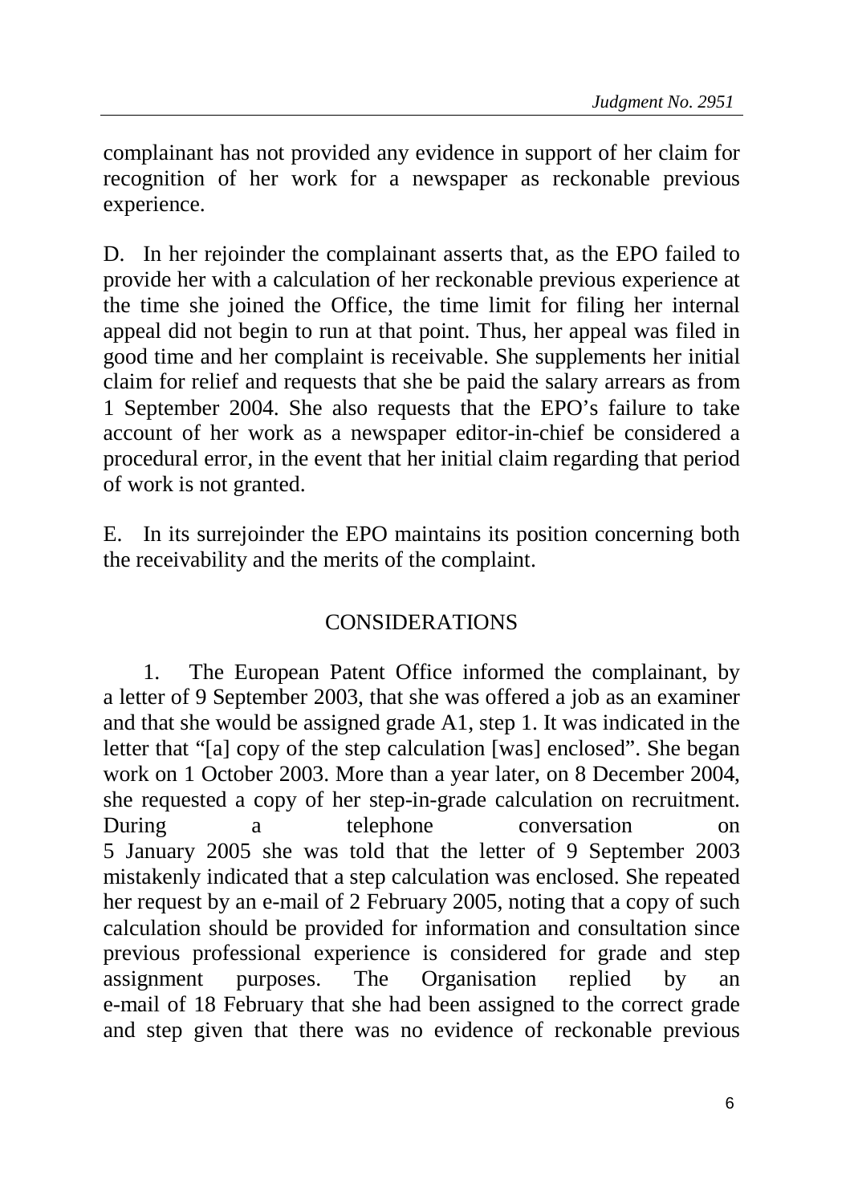complainant has not provided any evidence in support of her claim for recognition of her work for a newspaper as reckonable previous experience.

D. In her rejoinder the complainant asserts that, as the EPO failed to provide her with a calculation of her reckonable previous experience at the time she joined the Office, the time limit for filing her internal appeal did not begin to run at that point. Thus, her appeal was filed in good time and her complaint is receivable. She supplements her initial claim for relief and requests that she be paid the salary arrears as from 1 September 2004. She also requests that the EPO's failure to take account of her work as a newspaper editor-in-chief be considered a procedural error, in the event that her initial claim regarding that period of work is not granted.

E. In its surrejoinder the EPO maintains its position concerning both the receivability and the merits of the complaint.

## CONSIDERATIONS

1. The European Patent Office informed the complainant, by a letter of 9 September 2003, that she was offered a job as an examiner and that she would be assigned grade A1, step 1. It was indicated in the letter that "[a] copy of the step calculation [was] enclosed". She began work on 1 October 2003. More than a year later, on 8 December 2004, she requested a copy of her step-in-grade calculation on recruitment. During a telephone conversation on 5 January 2005 she was told that the letter of 9 September 2003 mistakenly indicated that a step calculation was enclosed. She repeated her request by an e-mail of 2 February 2005, noting that a copy of such calculation should be provided for information and consultation since previous professional experience is considered for grade and step assignment purposes. The Organisation replied by an e-mail of 18 February that she had been assigned to the correct grade and step given that there was no evidence of reckonable previous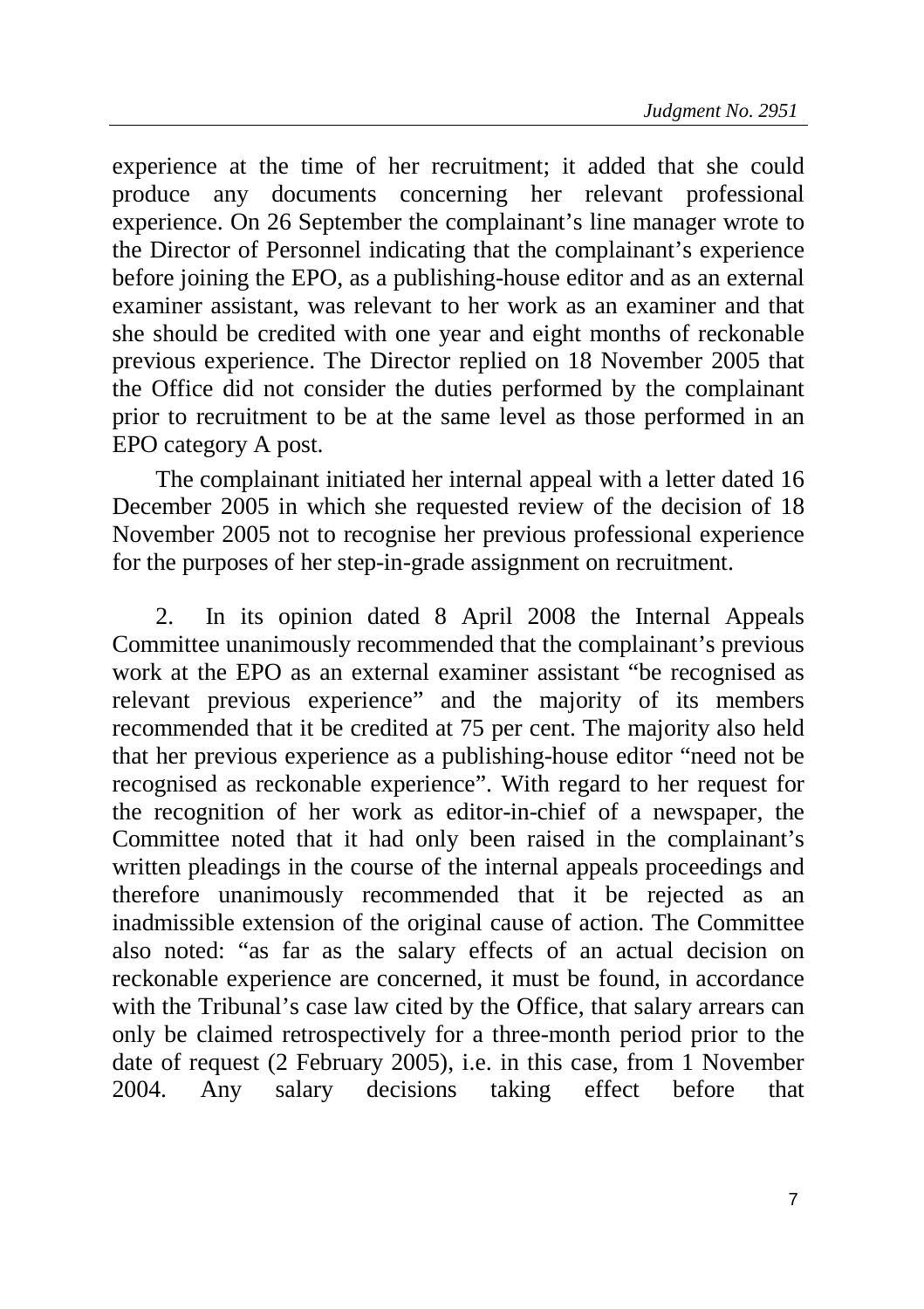experience at the time of her recruitment; it added that she could produce any documents concerning her relevant professional experience. On 26 September the complainant's line manager wrote to the Director of Personnel indicating that the complainant's experience before joining the EPO, as a publishing-house editor and as an external examiner assistant, was relevant to her work as an examiner and that she should be credited with one year and eight months of reckonable previous experience. The Director replied on 18 November 2005 that the Office did not consider the duties performed by the complainant prior to recruitment to be at the same level as those performed in an EPO category A post.

The complainant initiated her internal appeal with a letter dated 16 December 2005 in which she requested review of the decision of 18 November 2005 not to recognise her previous professional experience for the purposes of her step-in-grade assignment on recruitment.

2. In its opinion dated 8 April 2008 the Internal Appeals Committee unanimously recommended that the complainant's previous work at the EPO as an external examiner assistant "be recognised as relevant previous experience" and the majority of its members recommended that it be credited at 75 per cent. The majority also held that her previous experience as a publishing-house editor "need not be recognised as reckonable experience". With regard to her request for the recognition of her work as editor-in-chief of a newspaper, the Committee noted that it had only been raised in the complainant's written pleadings in the course of the internal appeals proceedings and therefore unanimously recommended that it be rejected as an inadmissible extension of the original cause of action. The Committee also noted: "as far as the salary effects of an actual decision on reckonable experience are concerned, it must be found, in accordance with the Tribunal's case law cited by the Office, that salary arrears can only be claimed retrospectively for a three-month period prior to the date of request (2 February 2005), i.e. in this case, from 1 November 2004. Any salary decisions taking effect before that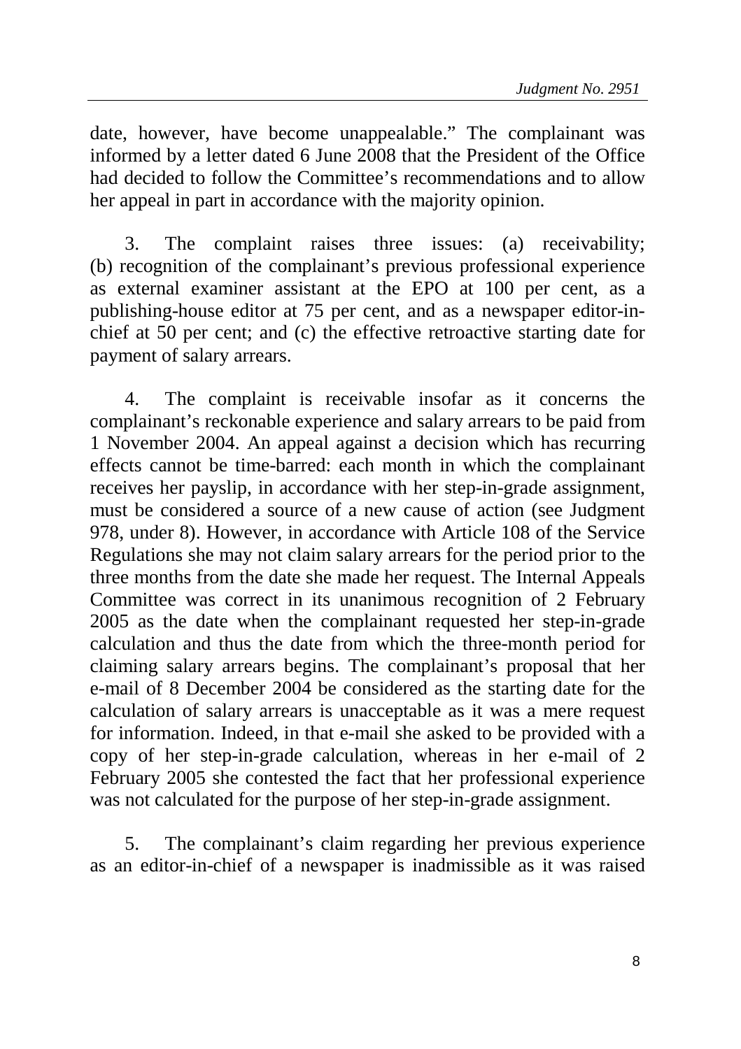date, however, have become unappealable." The complainant was informed by a letter dated 6 June 2008 that the President of the Office had decided to follow the Committee's recommendations and to allow her appeal in part in accordance with the majority opinion.

3. The complaint raises three issues: (a) receivability; (b) recognition of the complainant's previous professional experience as external examiner assistant at the EPO at 100 per cent, as a publishing-house editor at 75 per cent, and as a newspaper editor-in-chief at 50 per cent; and (c) the effective retroactive starting date for payment of salary arrears.

4. The complaint is receivable insofar as it concerns the complainant's reckonable experience and salary arrears to be paid from 1 November 2004. An appeal against a decision which has recurring effects cannot be time-barred: each month in which the complainant receives her payslip, in accordance with her step-in-grade assignment, must be considered a source of a new cause of action (see Judgment 978, under 8). However, in accordance with Article 108 of the Service Regulations she may not claim salary arrears for the period prior to the three months from the date she made her request. The Internal Appeals Committee was correct in its unanimous recognition of 2 February 2005 as the date when the complainant requested her step-in-grade calculation and thus the date from which the three-month period for claiming salary arrears begins. The complainant's proposal that her e-mail of 8 December 2004 be considered as the starting date for the calculation of salary arrears is unacceptable as it was a mere request for information. Indeed, in that e-mail she asked to be provided with a copy of her step-in-grade calculation, whereas in her e-mail of 2 February 2005 she contested the fact that her professional experience was not calculated for the purpose of her step-in-grade assignment.

5. The complainant's claim regarding her previous experience as an editor-in-chief of a newspaper is inadmissible as it was raised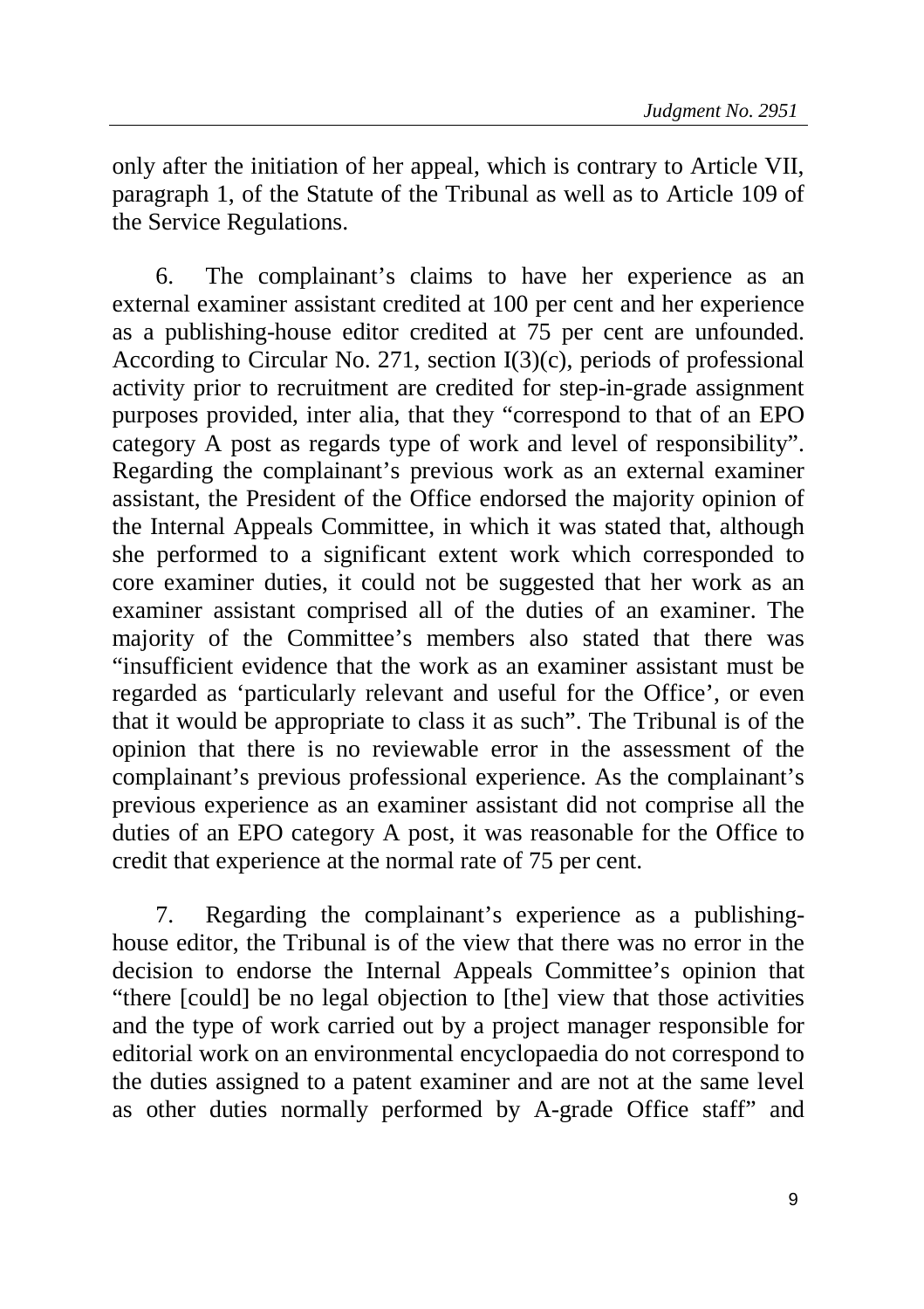only after the initiation of her appeal, which is contrary to Article VII, paragraph 1, of the Statute of the Tribunal as well as to Article 109 of the Service Regulations.

6. The complainant's claims to have her experience as an external examiner assistant credited at 100 per cent and her experience as a publishing-house editor credited at 75 per cent are unfounded. According to Circular No. 271, section I(3)(c), periods of professional activity prior to recruitment are credited for step-in-grade assignment purposes provided, inter alia, that they "correspond to that of an EPO category A post as regards type of work and level of responsibility". Regarding the complainant's previous work as an external examiner assistant, the President of the Office endorsed the majority opinion of the Internal Appeals Committee, in which it was stated that, although she performed to a significant extent work which corresponded to core examiner duties, it could not be suggested that her work as an examiner assistant comprised all of the duties of an examiner. The majority of the Committee's members also stated that there was "insufficient evidence that the work as an examiner assistant must be regarded as 'particularly relevant and useful for the Office', or even that it would be appropriate to class it as such". The Tribunal is of the opinion that there is no reviewable error in the assessment of the complainant's previous professional experience. As the complainant's previous experience as an examiner assistant did not comprise all the duties of an EPO category A post, it was reasonable for the Office to credit that experience at the normal rate of 75 per cent.

7. Regarding the complainant's experience as a publishing-house editor, the Tribunal is of the view that there was no error in the decision to endorse the Internal Appeals Committee's opinion that "there [could] be no legal objection to [the] view that those activities and the type of work carried out by a project manager responsible for editorial work on an environmental encyclopaedia do not correspond to the duties assigned to a patent examiner and are not at the same level as other duties normally performed by A-grade Office staff" and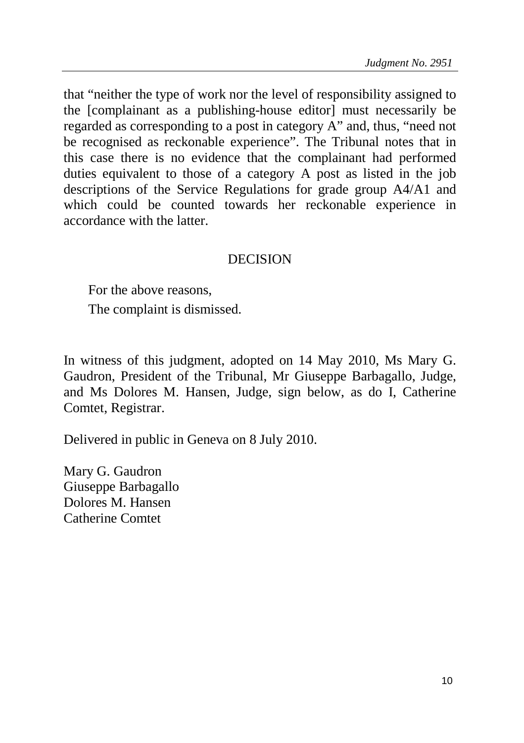that "neither the type of work nor the level of responsibility assigned to the [complainant as a publishing-house editor] must necessarily be regarded as corresponding to a post in category A" and, thus, "need not be recognised as reckonable experience". The Tribunal notes that in this case there is no evidence that the complainant had performed duties equivalent to those of a category A post as listed in the job descriptions of the Service Regulations for grade group A4/A1 and which could be counted towards her reckonable experience in accordance with the latter.

## DECISION

For the above reasons,

The complaint is dismissed.

In witness of this judgment, adopted on 14 May 2010, Ms Mary G. Gaudron, President of the Tribunal, Mr Giuseppe Barbagallo, Judge, and Ms Dolores M. Hansen, Judge, sign below, as do I, Catherine Comtet, Registrar.

Delivered in public in Geneva on 8 July 2010.

Mary G. Gaudron
Giuseppe Barbagallo
Dolores M. Hansen
Catherine Comtet